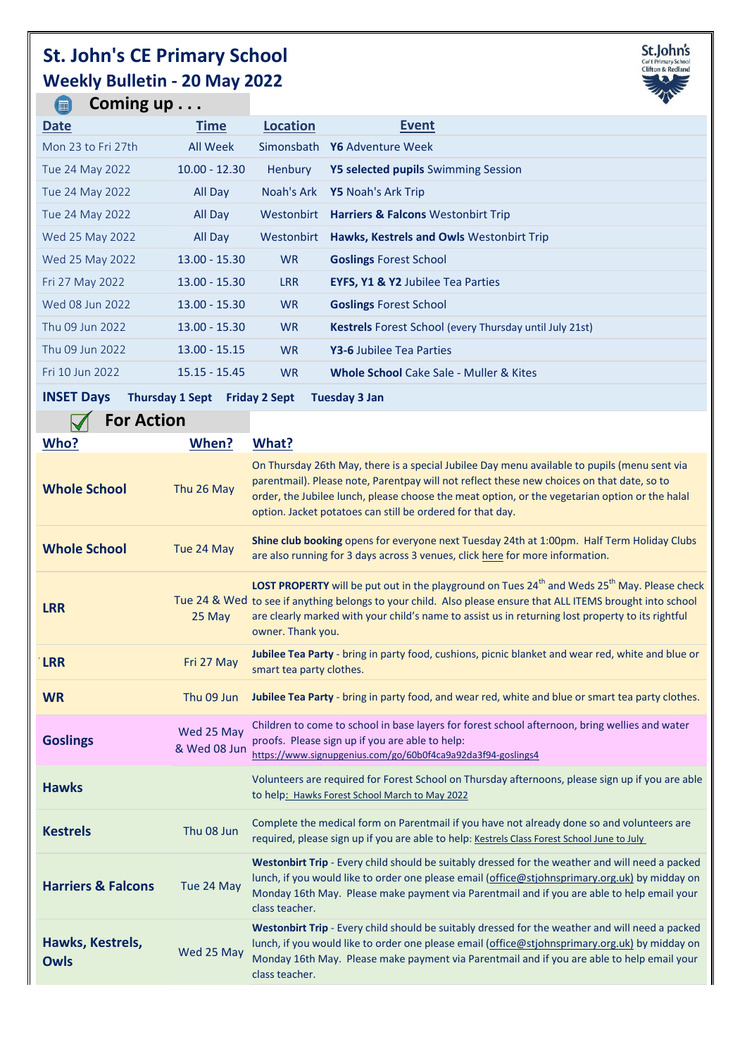# St. John's CE Primary School

## Weekly Bulletin - 20 May 2022

### Coming up . . .

| Date | Time | Location | Event |
|---|---|---|---|
| Mon 23 to Fri 27th | All Week | Simonsbath | **Y6** Adventure Week |
| Tue 24 May 2022 | 10.00 - 12.30 | Henbury | **Y5 selected pupils** Swimming Session |
| Tue 24 May 2022 | All Day | Noah's Ark | **Y5** Noah's Ark Trip |
| Tue 24 May 2022 | All Day | Westonbirt | **Harriers & Falcons** Westonbirt Trip |
| Wed 25 May 2022 | All Day | Westonbirt | **Hawks, Kestrels and Owls** Westonbirt Trip |
| Wed 25 May 2022 | 13.00 - 15.30 | WR | **Goslings** Forest School |
| Fri 27 May 2022 | 13.00 - 15.30 | LRR | **EYFS, Y1 & Y2** Jubilee Tea Parties |
| Wed 08 Jun 2022 | 13.00 - 15.30 | WR | **Goslings** Forest School |
| Thu 09 Jun 2022 | 13.00 - 15.30 | WR | **Kestrels** Forest School (every Thursday until July 21st) |
| Thu 09 Jun 2022 | 13.00 - 15.15 | WR | **Y3-6** Jubilee Tea Parties |
| Fri 10 Jun 2022 | 15.15 - 15.45 | WR | **Whole School** Cake Sale - Muller & Kites |

**INSET Days** **Thursday 1 Sept** **Friday 2 Sept** **Tuesday 3 Jan**

### For Action

| Who? | When? | What? |
|---|---|---|
| **Whole School** | Thu 26 May | On Thursday 26th May, there is a special Jubilee Day menu available to pupils (menu sent via parentmail). Please note, Parentpay will not reflect these new choices on that date, so to order, the Jubilee lunch, please choose the meat option, or the vegetarian option or the halal option. Jacket potatoes can still be ordered for that day. |
| **Whole School** | Tue 24 May | **Shine club booking** opens for everyone next Tuesday 24th at 1:00pm. Half Term Holiday Clubs are also running for 3 days across 3 venues, click here for more information. |
| **LRR** | Tue 24 & Wed 25 May | **LOST PROPERTY** will be put out in the playground on Tues 24th and Weds 25th May. Please check to see if anything belongs to your child. Also please ensure that ALL ITEMS brought into school are clearly marked with your child's name to assist us in returning lost property to its rightful owner. Thank you. |
| **LRR** | Fri 27 May | **Jubilee Tea Party** - bring in party food, cushions, picnic blanket and wear red, white and blue or smart tea party clothes. |
| **WR** | Thu 09 Jun | **Jubilee Tea Party** - bring in party food, and wear red, white and blue or smart tea party clothes. |
| **Goslings** | Wed 25 May & Wed 08 Jun | Children to come to school in base layers for forest school afternoon, bring wellies and water proofs. Please sign up if you are able to help: https://www.signupgenius.com/go/60b0f4ca9a92da3f94-goslings4 |
| **Hawks** | | Volunteers are required for Forest School on Thursday afternoons, please sign up if you are able to help: Hawks Forest School March to May 2022 |
| **Kestrels** | Thu 08 Jun | Complete the medical form on Parentmail if you have not already done so and volunteers are required, please sign up if you are able to help: Kestrels Class Forest School June to July |
| **Harriers & Falcons** | Tue 24 May | **Westonbirt Trip** - Every child should be suitably dressed for the weather and will need a packed lunch, if you would like to order one please email (office@stjohnsprimary.org.uk) by midday on Monday 16th May. Please make payment via Parentmail and if you are able to help email your class teacher. |
| **Hawks, Kestrels, Owls** | Wed 25 May | **Westonbirt Trip** - Every child should be suitably dressed for the weather and will need a packed lunch, if you would like to order one please email (office@stjohnsprimary.org.uk) by midday on Monday 16th May. Please make payment via Parentmail and if you are able to help email your class teacher. |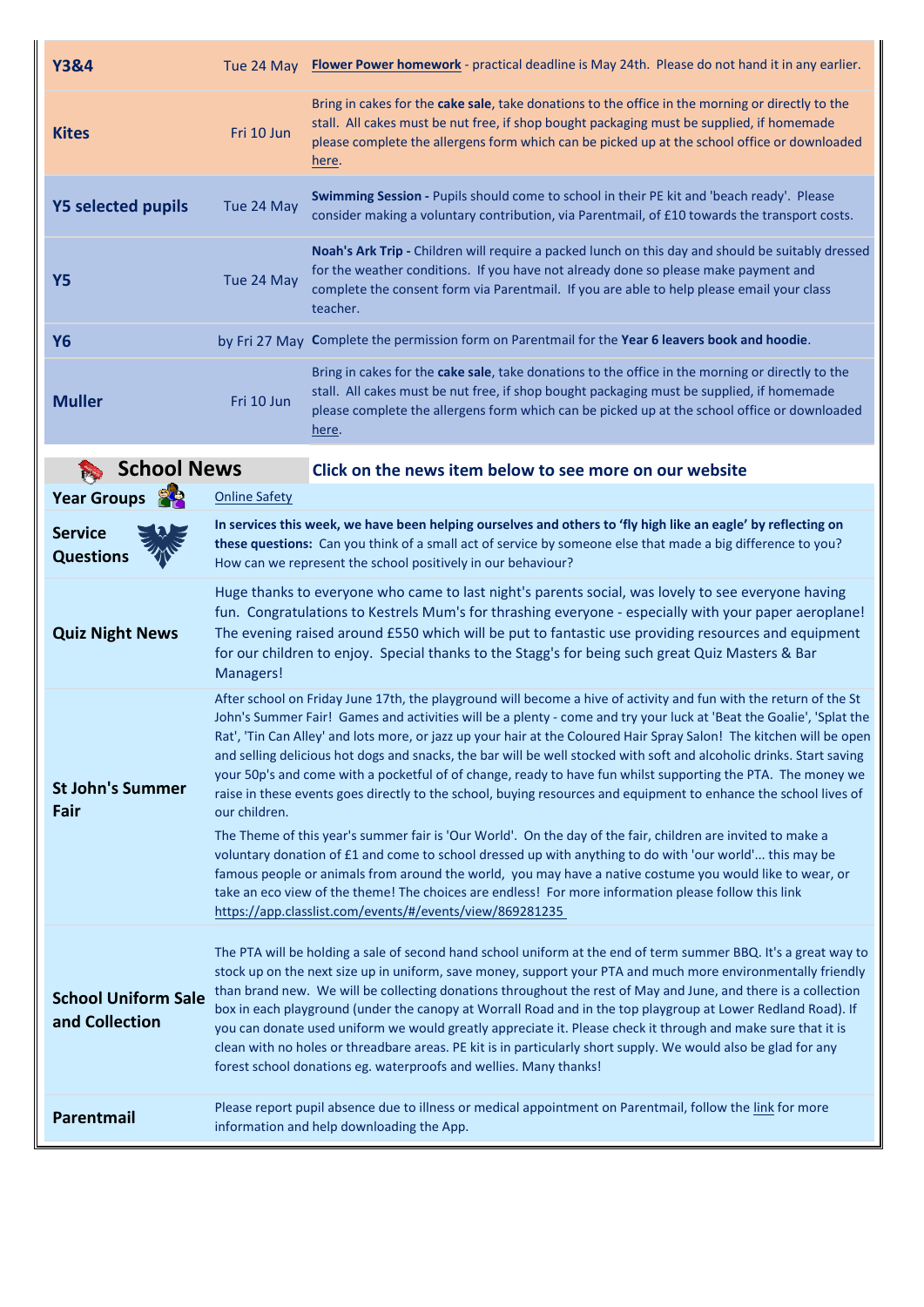| | | |
|---|---|---|
| **Y3&4** | Tue 24 May | **Flower Power homework** - practical deadline is May 24th. Please do not hand it in any earlier. |
| **Kites** | Fri 10 Jun | Bring in cakes for the **cake sale**, take donations to the office in the morning or directly to the stall. All cakes must be nut free, if shop bought packaging must be supplied, if homemade please complete the allergens form which can be picked up at the school office or downloaded here. |
| **Y5 selected pupils** | Tue 24 May | **Swimming Session -** Pupils should come to school in their PE kit and 'beach ready'. Please consider making a voluntary contribution, via Parentmail, of £10 towards the transport costs. |
| **Y5** | Tue 24 May | **Noah's Ark Trip -** Children will require a packed lunch on this day and should be suitably dressed for the weather conditions. If you have not already done so please make payment and complete the consent form via Parentmail. If you are able to help please email your class teacher. |
| **Y6** | by Fri 27 May | Complete the permission form on Parentmail for the **Year 6 leavers book and hoodie**. |
| **Muller** | Fri 10 Jun | Bring in cakes for the **cake sale**, take donations to the office in the morning or directly to the stall. All cakes must be nut free, if shop bought packaging must be supplied, if homemade please complete the allergens form which can be picked up at the school office or downloaded here. |

## School News

**Click on the news item below to see more on our website**

| | |
|---|---|
| **Year Groups** | Online Safety |
| **Service Questions** | **In services this week, we have been helping ourselves and others to 'fly high like an eagle' by reflecting on these questions:** Can you think of a small act of service by someone else that made a big difference to you? How can we represent the school positively in our behaviour? |
| **Quiz Night News** | Huge thanks to everyone who came to last night's parents social, was lovely to see everyone having fun. Congratulations to Kestrels Mum's for thrashing everyone - especially with your paper aeroplane! The evening raised around £550 which will be put to fantastic use providing resources and equipment for our children to enjoy. Special thanks to the Stagg's for being such great Quiz Masters & Bar Managers! |
| **St John's Summer Fair** | After school on Friday June 17th, the playground will become a hive of activity and fun with the return of the St John's Summer Fair! Games and activities will be a plenty - come and try your luck at 'Beat the Goalie', 'Splat the Rat', 'Tin Can Alley' and lots more, or jazz up your hair at the Coloured Hair Spray Salon! The kitchen will be open and selling delicious hot dogs and snacks, the bar will be well stocked with soft and alcoholic drinks. Start saving your 50p's and come with a pocketful of of change, ready to have fun whilst supporting the PTA. The money we raise in these events goes directly to the school, buying resources and equipment to enhance the school lives of our children.<br><br>The Theme of this year's summer fair is 'Our World'. On the day of the fair, children are invited to make a voluntary donation of £1 and come to school dressed up with anything to do with 'our world'... this may be famous people or animals from around the world, you may have a native costume you would like to wear, or take an eco view of the theme! The choices are endless! For more information please follow this link https://app.classlist.com/events/#/events/view/869281235 |
| **School Uniform Sale and Collection** | The PTA will be holding a sale of second hand school uniform at the end of term summer BBQ. It's a great way to stock up on the next size up in uniform, save money, support your PTA and much more environmentally friendly than brand new. We will be collecting donations throughout the rest of May and June, and there is a collection box in each playground (under the canopy at Worrall Road and in the top playgroup at Lower Redland Road). If you can donate used uniform we would greatly appreciate it. Please check it through and make sure that it is clean with no holes or threadbare areas. PE kit is in particularly short supply. We would also be glad for any forest school donations eg. waterproofs and wellies. Many thanks! |
| **Parentmail** | Please report pupil absence due to illness or medical appointment on Parentmail, follow the link for more information and help downloading the App. |